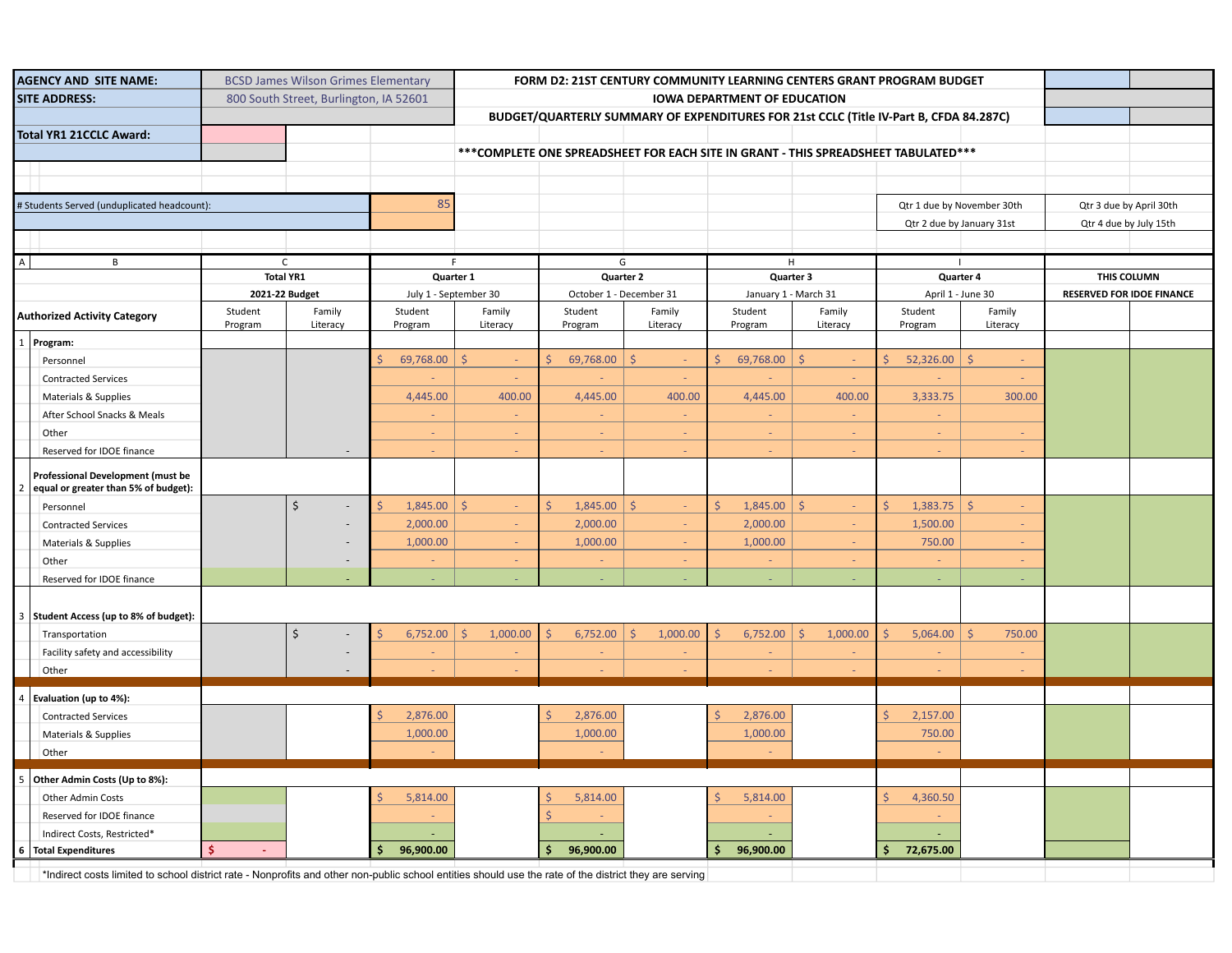| AGENCY AND SITE NAME: | BCSD James Wilson Grimes Elementary | FORM D2: 21ST CENTURY COMMUNITY LEARNING CENTERS GRANT PROGRAM BUDGET |
|---|---|---|
| SITE ADDRESS: | 800 South Street, Burlington, IA 52601 | IOWA DEPARTMENT OF EDUCATION |
| | | BUDGET/QUARTERLY SUMMARY OF EXPENDITURES FOR 21st CCLC (Title IV-Part B, CFDA 84.287C) |
| Total YR1 21CCLC Award: | | |

***COMPLETE ONE SPREADSHEET FOR EACH SITE IN GRANT - THIS SPREADSHEET TABULATED***

| # Students Served (unduplicated headcount): | 85 |
|---|---|

Qtr 1 due by November 30th | Qtr 2 due by January 31st | Qtr 3 due by April 30th | Qtr 4 due by July 15th

| A | B | C | | F | | G | | H | | I | | | |
|---|---|---|---|---|---|---|---|---|---|---|---|---|---|
| | | Total YR1 | | Quarter 1 | | Quarter 2 | | Quarter 3 | | Quarter 4 | | THIS COLUMN | |
| | | 2021-22 Budget | | July 1 - September 30 | | October 1 - December 31 | | January 1 - March 31 | | April 1 - June 30 | | RESERVED FOR IDOE FINANCE | |
| | Authorized Activity Category | Student Program | Family Literacy | Student Program | Family Literacy | Student Program | Family Literacy | Student Program | Family Literacy | Student Program | Family Literacy | | |
| 1 | Program: | | | | | | | | | | | | |
| | Personnel | | | $ 69,768.00 | $ - | $ 69,768.00 | $ - | $ 69,768.00 | $ - | $ 52,326.00 | $ - | | |
| | Contracted Services | | | - | - | - | - | - | - | - | - | | |
| | Materials & Supplies | | | 4,445.00 | 400.00 | 4,445.00 | 400.00 | 4,445.00 | 400.00 | 3,333.75 | 300.00 | | |
| | After School Snacks & Meals | | | - | - | - | - | - | - | - | | | |
| | Other | | | - | - | - | - | - | - | - | - | | |
| | Reserved for IDOE finance | | - | - | - | - | - | - | - | - | - | | |
| 2 | Professional Development (must be equal or greater than 5% of budget): | | | | | | | | | | | | |
| | Personnel | | $ - | $ 1,845.00 | $ - | $ 1,845.00 | $ - | $ 1,845.00 | $ - | $ 1,383.75 | $ - | | |
| | Contracted Services | | - | 2,000.00 | - | 2,000.00 | - | 2,000.00 | - | 1,500.00 | - | | |
| | Materials & Supplies | | - | 1,000.00 | - | 1,000.00 | - | 1,000.00 | - | 750.00 | - | | |
| | Other | | - | - | - | - | - | - | - | - | - | | |
| | Reserved for IDOE finance | | - | - | - | - | - | - | - | - | - | | |
| 3 | Student Access (up to 8% of budget): | | | | | | | | | | | | |
| | Transportation | | $ - | $ 6,752.00 | $ 1,000.00 | $ 6,752.00 | $ 1,000.00 | $ 6,752.00 | $ 1,000.00 | $ 5,064.00 | $ 750.00 | | |
| | Facility safety and accessibility | | - | - | - | - | - | - | - | - | - | | |
| | Other | | - | - | - | - | - | - | - | - | - | | |
| 4 | Evaluation (up to 4%): | | | | | | | | | | | | |
| | Contracted Services | | | $ 2,876.00 | | $ 2,876.00 | | $ 2,876.00 | | $ 2,157.00 | | | |
| | Materials & Supplies | | | 1,000.00 | | 1,000.00 | | 1,000.00 | | 750.00 | | | |
| | Other | | | - | | - | | - | | - | | | |
| 5 | Other Admin Costs (Up to 8%): | | | | | | | | | | | | |
| | Other Admin Costs | | | $ 5,814.00 | | $ 5,814.00 | | $ 5,814.00 | | $ 4,360.50 | | | |
| | Reserved for IDOE finance | | | - | | $ - | | - | | - | | | |
| | Indirect Costs, Restricted* | | | - | | - | | - | | - | | | |
| 6 | Total Expenditures | $ - | | $ 96,900.00 | | $ 96,900.00 | | $ 96,900.00 | | $ 72,675.00 | | | |

*Indirect costs limited to school district rate - Nonprofits and other non-public school entities should use the rate of the district they are serving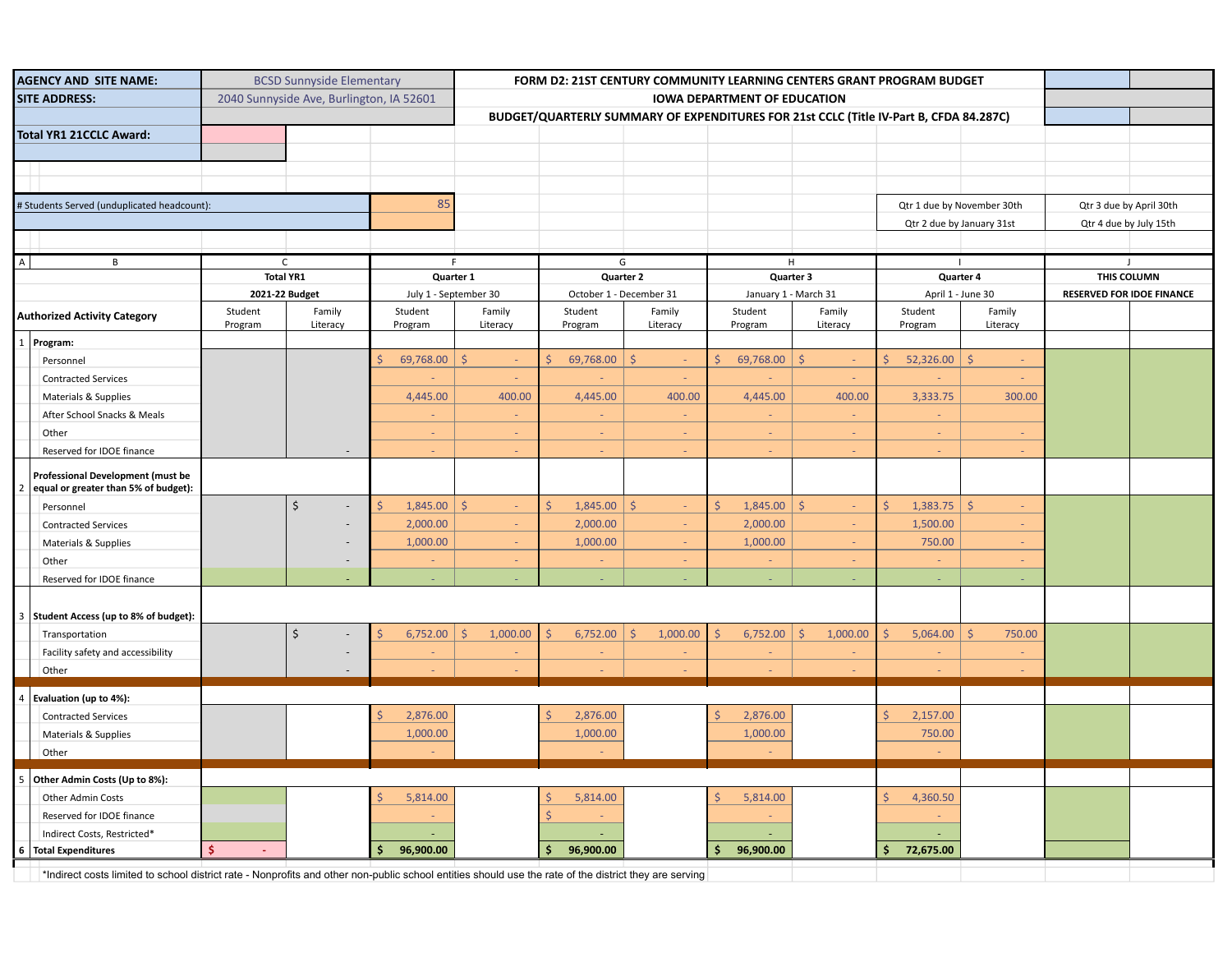| | | | | | | | | | | | | |
|---|---|---|---|---|---|---|---|---|---|---|---|---|
| **AGENCY AND SITE NAME:** | BCSD Sunnyside Elementary | | **FORM D2: 21ST CENTURY COMMUNITY LEARNING CENTERS GRANT PROGRAM BUDGET** | | | | | | | | | |
| **SITE ADDRESS:** | 2040 Sunnyside Ave, Burlington, IA 52601 | | **IOWA DEPARTMENT OF EDUCATION** | | | | | | | | | |
| | | | **BUDGET/QUARTERLY SUMMARY OF EXPENDITURES FOR 21st CCLC (Title IV-Part B, CFDA 84.287C)** | | | | | | | | | |
| **Total YR1 21CCLC Award:** | | | | | | | | | | | | |
| # Students Served (unduplicated headcount): | | | 85 | | | | | | Qtr 1 due by November 30th | | Qtr 3 due by April 30th | |
| | | | | | | | | | Qtr 2 due by January 31st | | Qtr 4 due by July 15th | |

| A / B | C | | F | | G | | H | | I | | J | |
|---|---|---|---|---|---|---|---|---|---|---|---|---|
| | **Total YR1 2021-22 Budget** | | **Quarter 1** July 1 - September 30 | | **Quarter 2** October 1 - December 31 | | **Quarter 3** January 1 - March 31 | | **Quarter 4** April 1 - June 30 | | **THIS COLUMN RESERVED FOR IDOE FINANCE** | |
| **Authorized Activity Category** | Student Program | Family Literacy | Student Program | Family Literacy | Student Program | Family Literacy | Student Program | Family Literacy | Student Program | Family Literacy | | |
| 1 **Program:** | | | | | | | | | | | | |
| Personnel | | | $ 69,768.00 | $ - | $ 69,768.00 | $ - | $ 69,768.00 | $ - | $ 52,326.00 | $ - | | |
| Contracted Services | | | - | - | - | - | - | - | - | - | | |
| Materials & Supplies | | | 4,445.00 | 400.00 | 4,445.00 | 400.00 | 4,445.00 | 400.00 | 3,333.75 | 300.00 | | |
| After School Snacks & Meals | | | - | - | - | - | - | - | - | | | |
| Other | | | - | - | - | - | - | - | - | - | | |
| Reserved for IDOE finance | | - | - | - | - | - | - | - | - | - | | |
| 2 **Professional Development (must be equal or greater than 5% of budget):** | | | | | | | | | | | | |
| Personnel | | $ - | $ 1,845.00 | $ - | $ 1,845.00 | $ - | $ 1,845.00 | $ - | $ 1,383.75 | $ - | | |
| Contracted Services | | - | 2,000.00 | - | 2,000.00 | - | 2,000.00 | - | 1,500.00 | - | | |
| Materials & Supplies | | - | 1,000.00 | - | 1,000.00 | - | 1,000.00 | - | 750.00 | - | | |
| Other | | - | - | - | - | - | - | - | - | - | | |
| Reserved for IDOE finance | | - | - | - | - | - | - | - | - | - | | |
| 3 **Student Access (up to 8% of budget):** | | | | | | | | | | | | |
| Transportation | | $ - | $ 6,752.00 | $ 1,000.00 | $ 6,752.00 | $ 1,000.00 | $ 6,752.00 | $ 1,000.00 | $ 5,064.00 | $ 750.00 | | |
| Facility safety and accessibility | | - | - | - | - | - | - | - | - | - | | |
| Other | | - | - | - | - | - | - | - | - | - | | |
| 4 **Evaluation (up to 4%):** | | | | | | | | | | | | |
| Contracted Services | | | $ 2,876.00 | | $ 2,876.00 | | $ 2,876.00 | | $ 2,157.00 | | | |
| Materials & Supplies | | | 1,000.00 | | 1,000.00 | | 1,000.00 | | 750.00 | | | |
| Other | | | - | | - | | - | | - | | | |
| 5 **Other Admin Costs (Up to 8%):** | | | | | | | | | | | | |
| Other Admin Costs | | | $ 5,814.00 | | $ 5,814.00 | | $ 5,814.00 | | $ 4,360.50 | | | |
| Reserved for IDOE finance | | | - | | $ - | | - | | - | | | |
| Indirect Costs, Restricted* | | | - | | - | | - | | - | | | |
| 6 **Total Expenditures** | $ - | | **$ 96,900.00** | | **$ 96,900.00** | | **$ 96,900.00** | | **$ 72,675.00** | | | |

*Indirect costs limited to school district rate - Nonprofits and other non-public school entities should use the rate of the district they are serving